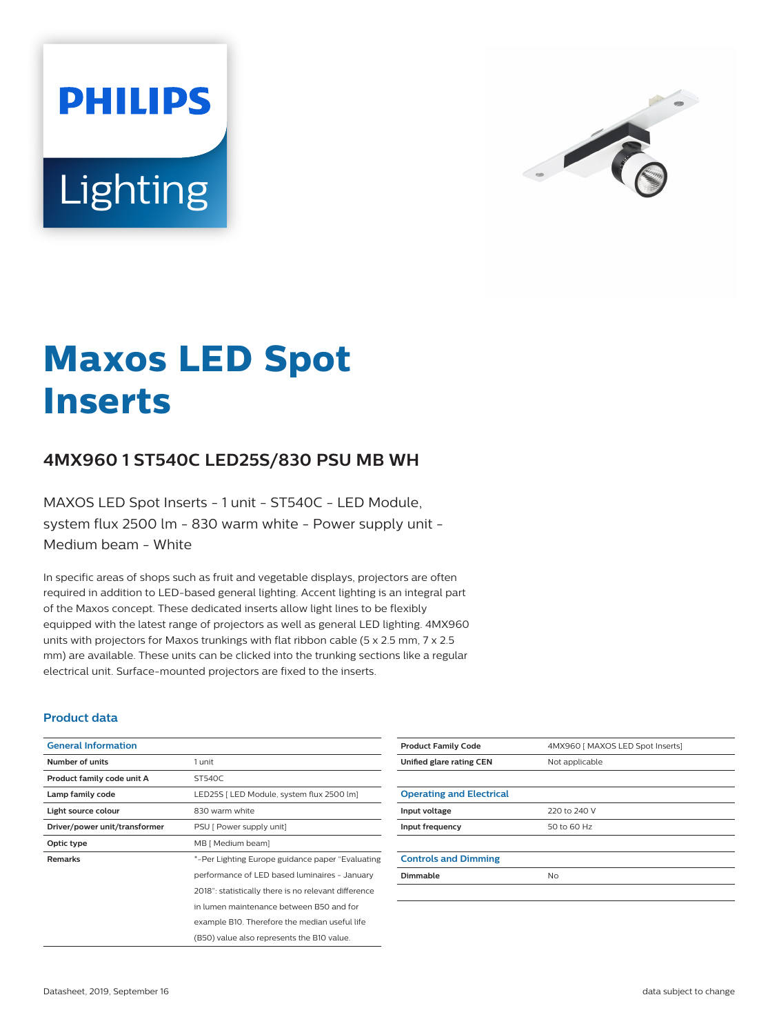# Maxos LED Spot Inserts

## 4MX960 1 ST540C LED25S/830 PSU MB WH

MAXOS LED Spot Inserts - 1 unit - ST540C - LED Module, system flux 2500 lm - 830 warm white - Power supply unit - Medium beam - White

In specific areas of shops such as fruit and vegetable displays, projectors are often required in addition to LED-based general lighting. Accent lighting is an integral part of the Maxos concept. These dedicated inserts allow light lines to be flexibly equipped with the latest range of projectors as well as general LED lighting. 4MX960 units with projectors for Maxos trunkings with flat ribbon cable (5 x 2.5 mm, 7 x 2.5 mm) are available. These units can be clicked into the trunking sections like a regular electrical unit. Surface-mounted projectors are fixed to the inserts.

### Product data

| General Information | |
|---|---|
| Number of units | 1 unit |
| Product family code unit A | ST540C |
| Lamp family code | LED25S [ LED Module, system flux 2500 lm] |
| Light source colour | 830 warm white |
| Driver/power unit/transformer | PSU [ Power supply unit] |
| Optic type | MB [ Medium beam] |
| Remarks | *-Per Lighting Europe guidance paper "Evaluating performance of LED based luminaires - January 2018": statistically there is no relevant difference in lumen maintenance between B50 and for example B10. Therefore the median useful life (B50) value also represents the B10 value. |
| Product Family Code | 4MX960 [ MAXOS LED Spot Inserts] |
| Unified glare rating CEN | Not applicable |

| Operating and Electrical | |
|---|---|
| Input voltage | 220 to 240 V |
| Input frequency | 50 to 60 Hz |

| Controls and Dimming | |
|---|---|
| Dimmable | No |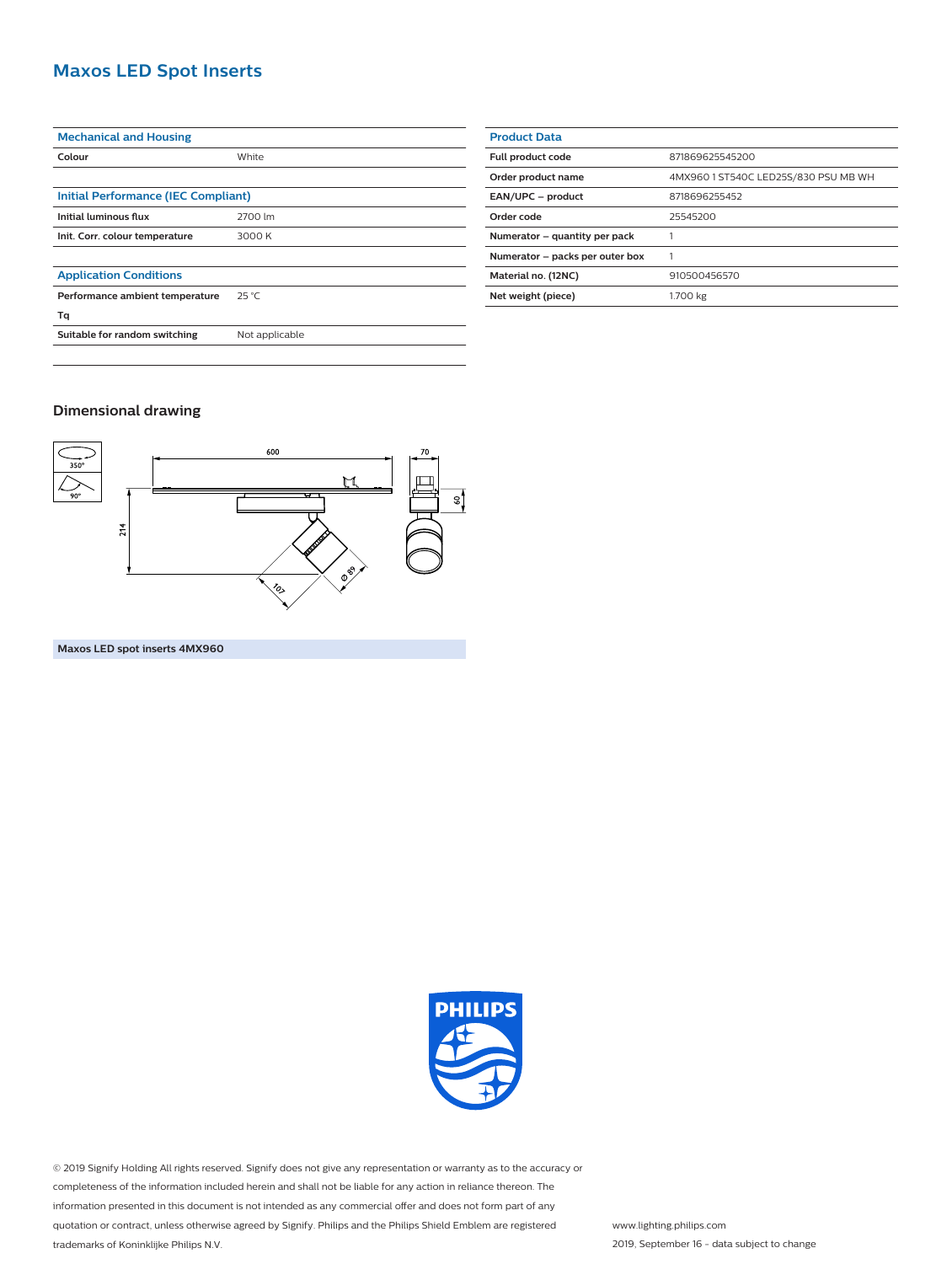## Maxos LED Spot Inserts

| Mechanical and Housing | |
|---|---|
| Colour | White |

| Initial Performance (IEC Compliant) | |
|---|---|
| Initial luminous flux | 2700 lm |
| Init. Corr. colour temperature | 3000 K |

| Application Conditions | |
|---|---|
| Performance ambient temperature Tq | 25 °C |
| Suitable for random switching | Not applicable |

| Product Data | |
|---|---|
| Full product code | 871869625545200 |
| Order product name | 4MX960 1 ST540C LED25S/830 PSU MB WH |
| EAN/UPC – product | 8718696255452 |
| Order code | 25545200 |
| Numerator – quantity per pack | 1 |
| Numerator – packs per outer box | 1 |
| Material no. (12NC) | 910500456570 |
| Net weight (piece) | 1.700 kg |

### Dimensional drawing

350°

90°

600

70

60

214

107

Ø 89

**Maxos LED spot inserts 4MX960**

© 2019 Signify Holding All rights reserved. Signify does not give any representation or warranty as to the accuracy or completeness of the information included herein and shall not be liable for any action in reliance thereon. The information presented in this document is not intended as any commercial offer and does not form part of any quotation or contract, unless otherwise agreed by Signify. Philips and the Philips Shield Emblem are registered trademarks of Koninklijke Philips N.V.

www.lighting.philips.com

2019, September 16 - data subject to change